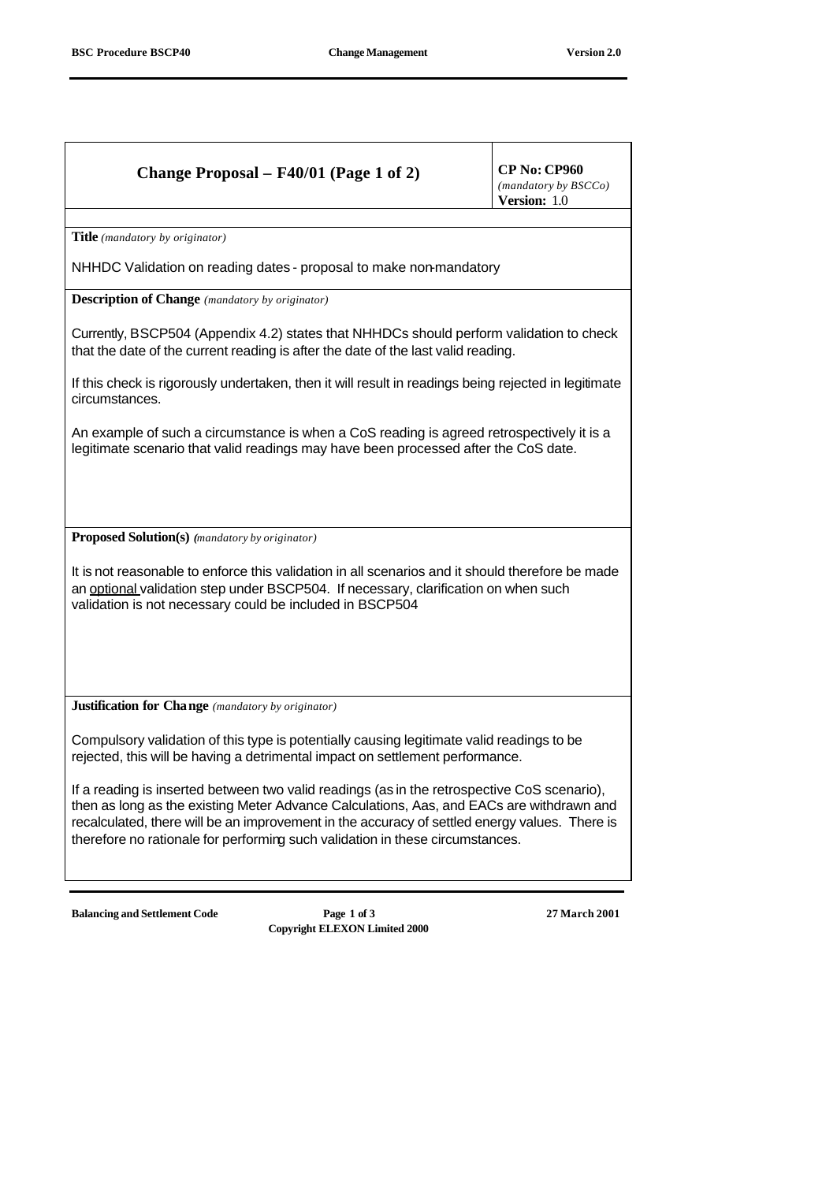| Change Proposal – F40/01 (Page 1 of 2) | CP No: CP960 *(mandatory by BSCCo)* Version: 1.0 |
|---|---|

**Title** *(mandatory by originator)*

NHHDC Validation on reading dates - proposal to make non-mandatory

**Description of Change** *(mandatory by originator)*

Currently, BSCP504 (Appendix 4.2) states that NHHDCs should perform validation to check that the date of the current reading is after the date of the last valid reading.

If this check is rigorously undertaken, then it will result in readings being rejected in legitimate circumstances.

An example of such a circumstance is when a CoS reading is agreed retrospectively it is a legitimate scenario that valid readings may have been processed after the CoS date.

**Proposed Solution(s)** *(mandatory by originator)*

It is not reasonable to enforce this validation in all scenarios and it should therefore be made an optional validation step under BSCP504. If necessary, clarification on when such validation is not necessary could be included in BSCP504

**Justification for Change** *(mandatory by originator)*

Compulsory validation of this type is potentially causing legitimate valid readings to be rejected, this will be having a detrimental impact on settlement performance.

If a reading is inserted between two valid readings (as in the retrospective CoS scenario), then as long as the existing Meter Advance Calculations, Aas, and EACs are withdrawn and recalculated, there will be an improvement in the accuracy of settled energy values. There is therefore no rationale for performing such validation in these circumstances.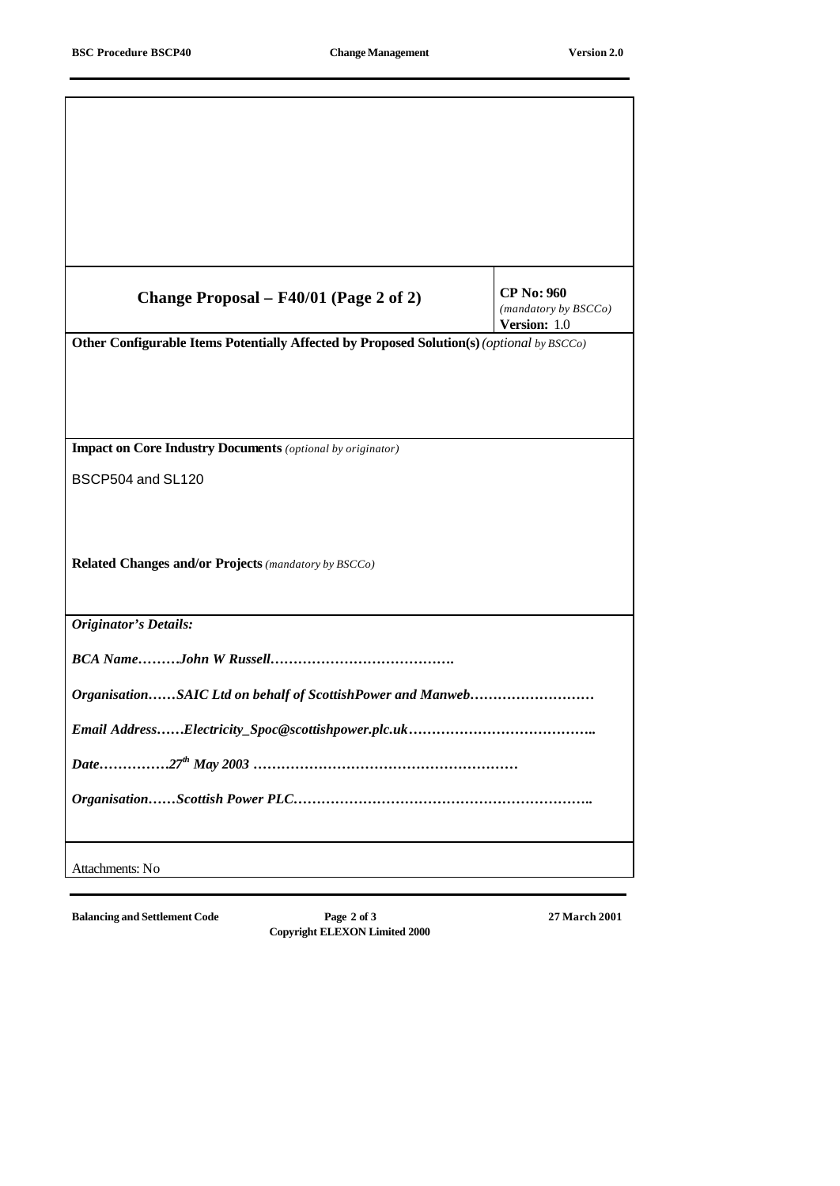| Change Proposal – F40/01 (Page 2 of 2) | **CP No: 960** *(mandatory by BSCCo)* **Version:** 1.0 |
|---|---|

**Other Configurable Items Potentially Affected by Proposed Solution(s)** *(optional by BSCCo)*

**Impact on Core Industry Documents** *(optional by originator)*

BSCP504 and SL120

**Related Changes and/or Projects** *(mandatory by BSCCo)*

***Originator's Details:***

***BCA Name………John W Russell………………………………….***

***Organisation……SAIC Ltd on behalf of ScottishPower and Manweb………………………***

***Email Address……Electricity_Spoc@scottishpower.plc.uk…………………………………..***

***Date……………27th May 2003 …………………………………………………***

***Organisation……Scottish Power PLC………………………………………………………..***

Attachments: No